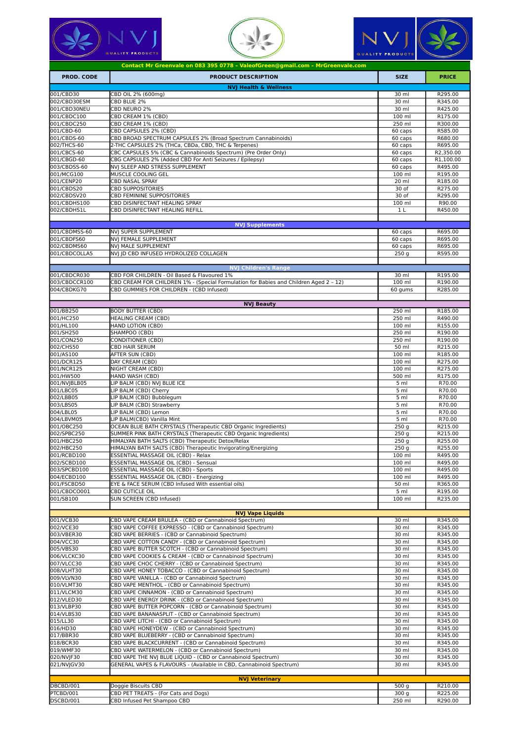Contact Mr Greenvale on 083 395 0778 – ValeofGreen@gmail.com – MrGreenvale.com

| PROD. CODE | PRODUCT DESCRIPTION | SIZE | PRICE |
|---|---|---|---|
| | **NVJ Health & Wellness** | | |
| 001/CBD30 | CBD OIL 2% (600mg) | 30 ml | R295.00 |
| 002/CBD30ESM | CBD BLUE 2% | 30 ml | R345.00 |
| 001/CBD30NEU | CBD NEURO 2% | 30 ml | R425.00 |
| 001/CBDC100 | CBD CREAM 1% (CBD) | 100 ml | R175.00 |
| 001/CBDC250 | CBD CREAM 1% (CBD) | 250 ml | R300.00 |
| 001/CBD-60 | CBD CAPSULES 2% (CBD) | 60 caps | R585.00 |
| 001/CBDS-60 | CBD BROAD SPECTRUM CAPSULES 2% (Broad Spectrum Cannabinoids) | 60 caps | R680.00 |
| 002/THCS-60 | 2-THC CAPSULES 2% (THCa, CBDa, CBD, THC & Terpenes) | 60 caps | R695.00 |
| 001/CBCS-60 | CBC CAPSULES 5% (CBC & Cannabinoids Spectrum) (Pre Order Only) | 60 caps | R2,350.00 |
| 001/CBGD-60 | CBG CAPSULES 2% (Added CBD For Anti Seizures / Epilepsy) | 60 caps | R1,100.00 |
| 003/CBDSS-60 | NVJ SLEEP AND STRESS SUPPLEMENT | 60 caps | R495.00 |
| 001/MCG100 | MUSCLE COOLING GEL | 100 ml | R195.00 |
| 001/CENP20 | CBD NASAL SPRAY | 20 ml | R185.00 |
| 001/CBDS20 | CBD SUPPOSITORIES | 30 of | R275.00 |
| 002/CBDSV20 | CBD FEMININE SUPPOSITORIES | 30 of | R295.00 |
| 001/CBDHS100 | CBD DISINFECTANT HEALING SPRAY | 100 ml | R90.00 |
| 002/CBDHS1L | CBD DISINFECTANT HEALING REFILL | 1 L | R450.00 |
| | | | |
| | **NVJ Supplements** | | |
| 001/CBDMSS-60 | NVJ SUPER SUPPLEMENT | 60 caps | R695.00 |
| 001/CBDFS60 | NVJ FEMALE SUPPLEMENT | 60 caps | R695.00 |
| 002/CBDMS60 | NVJ MALE SUPPLEMENT | 60 caps | R695.00 |
| 001/CBDCOLLA5 | NVJ JD CBD INFUSED HYDROLIZED COLLAGEN | 250 g | R595.00 |
| | | | |
| | **NVJ Children's Range** | | |
| 001/CBDCR030 | CBD FOR CHILDREN - Oil Based & Flavoured 1% | 30 ml | R195.00 |
| 003/CBDCCR100 | CBD CREAM FOR CHILDREN 1% - (Special Formulation for Babies and Children Aged 2 – 12) | 100 ml | R190.00 |
| 004/CBDKG70 | CBD GUMMIES FOR CHILDREN - (CBD Infused) | 60 gums | R285.00 |
| | | | |
| | **NVJ Beauty** | | |
| 001/BB250 | BODY BUTTER (CBD) | 250 ml | R185.00 |
| 001/HC250 | HEALING CREAM (CBD) | 250 ml | R490.00 |
| 001/HL100 | HAND LOTION (CBD) | 100 ml | R155.00 |
| 001/SH250 | SHAMPOO (CBD) | 250 ml | R190.00 |
| 001/CON250 | CONDITIONER (CBD) | 250 ml | R190.00 |
| 002/CHS50 | CBD HAIR SERUM | 50 ml | R215.00 |
| 001/AS100 | AFTER SUN (CBD) | 100 ml | R185.00 |
| 001/DCR125 | DAY CREAM (CBD) | 100 ml | R275.00 |
| 001/NCR125 | NIGHT CREAM (CBD) | 100 ml | R275.00 |
| 001/HW500 | HAND WASH (CBD) | 500 ml | R175.00 |
| 001/NVJBLB05 | LIP BALM (CBD) NVJ BLUE ICE | 5 ml | R70.00 |
| 001/LBC05 | LIP BALM (CBD) Cherry | 5 ml | R70.00 |
| 002/LBB05 | LIP BALM (CBD) Bubblegum | 5 ml | R70.00 |
| 003/LBS05 | LIP BALM (CBD) Strawberry | 5 ml | R70.00 |
| 004/LBL05 | LIP BALM (CBD) Lemon | 5 ml | R70.00 |
| 004/LBVM05 | LIP BALM(CBD) Vanilla Mint | 5 ml | R70.00 |
| 001/OBC250 | OCEAN BLUE BATH CRYSTALS (Therapeutic CBD Organic Ingredients) | 250 g | R215.00 |
| 002/SPBC250 | SUMMER PINK BATH CRYSTALS (Therapeutic CBD Organic Ingredients) | 250 g | R215.00 |
| 001/HBC250 | HIMALYAN BATH SALTS (CBD) Therapeutic Detox/Relax | 250 g | R255.00 |
| 002/HBC250 | HIMALYAN BATH SALTS (CBD) Therapeutic Invigorating/Energizing | 250 g | R255.00 |
| 001/RCBD100 | ESSENTIAL MASSAGE OIL (CBD) - Relax | 100 ml | R495.00 |
| 002/SCBD100 | ESSENTIAL MASSAGE OIL (CBD) - Sensual | 100 ml | R495.00 |
| 003/SPCBD100 | ESSENTIAL MASSAGE OIL (CBD) - Sports | 100 ml | R495.00 |
| 004/ECBD100 | ESSENTIAL MASSAGE OIL (CBD) - Energizing | 100 ml | R495.00 |
| 001/FSCBD50 | EYE & FACE SERUM (CBD Infused With essential oils) | 50 ml | R365.00 |
| 001/CBDCO001 | CBD CUTICLE OIL | 5 ml | R195.00 |
| 001/SB100 | SUN SCREEN (CBD Infused) | 100 ml | R235.00 |
| | | | |
| | **NVJ Vape Liquids** | | |
| 001/VCB30 | CBD VAPE CREAM BRULEA - (CBD or Cannabinoid Spectrum) | 30 ml | R345.00 |
| 002/VCE30 | CBD VAPE COFFEE EXPRESSO - (CBD or Cannabinoid Spectrum) | 30 ml | R345.00 |
| 003/VBER30 | CBD VAPE BERRIES - (CBD or Cannabinoid Spectrum) | 30 ml | R345.00 |
| 004/VCC30 | CBD VAPE COTTON CANDY - (CBD or Cannabinoid Spectrum) | 30 ml | R345.00 |
| 005/VBS30 | CBD VAPE BUTTER SCOTCH - (CBD or Cannabinoid Spectrum) | 30 ml | R345.00 |
| 006/VLCKC30 | CBD VAPE COOKIES & CREAM - (CBD or Cannabinoid Spectrum) | 30 ml | R345.00 |
| 007/VLCC30 | CBD VAPE CHOC CHERRY - (CBD or Cannabinoid Spectrum) | 30 ml | R345.00 |
| 008/VLHT30 | CBD VAPE HONEY TOBACCO - (CBD or Cannabinoid Spectrum) | 30 ml | R345.00 |
| 009/VLVN30 | CBD VAPE VANILLA - (CBD or Cannabinoid Spectrum) | 30 ml | R345.00 |
| 010/VLMT30 | CBD VAPE MENTHOL - (CBD or Cannabinoid Spectrum) | 30 ml | R345.00 |
| 011/VLCM30 | CBD VAPE CINNAMON - (CBD or Cannabinoid Spectrum) | 30 ml | R345.00 |
| 012/VLED30 | CBD VAPE ENERGY DRINK - (CBD or Cannabinoid Spectrum) | 30 ml | R345.00 |
| 013/VLBP30 | CBD VAPE BUTTER POPCORN - (CBD or Cannabinoid Spectrum) | 30 ml | R345.00 |
| 014/VLBS30 | CBD VAPE BANANASPLIT - (CBD or Cannabinoid Spectrum) | 30 ml | R345.00 |
| 015/LL30 | CBD VAPE LITCHI - (CBD or Cannabinoid Spectrum) | 30 ml | R345.00 |
| 016/HD30 | CBD VAPE HONEYDEW - (CBD or Cannabinoid Spectrum) | 30 ml | R345.00 |
| 017/BBR30 | CBD VAPE BLUEBERRY - (CBD or Cannabinoid Spectrum) | 30 ml | R345.00 |
| 018/BCR30 | CBD VAPE BLACKCURRENT - (CBD or Cannabinoid Spectrum) | 30 ml | R345.00 |
| 019/WMF30 | CBD VAPE WATERMELON - (CBD or Cannabinoid Spectrum) | 30 ml | R345.00 |
| 020/NVJF30 | CBD VAPE THE NVJ BLUE LIQUID - (CBD or Cannabinoid Spectrum) | 30 ml | R345.00 |
| 021/NVJGV30 | GENERAL VAPES & FLAVOURS - (Available in CBD, Cannabinoid Spectrum) | 30 ml | R345.00 |
| | | | |
| | **NVJ Veterinary** | | |
| DBCBD/001 | Doggie Biscuits CBD | 500 g | R210.00 |
| PTCBD/001 | CBD PET TREATS - (For Cats and Dogs) | 300 g | R225.00 |
| DSCBD/001 | CBD Infused Pet Shampoo CBD | 250 ml | R290.00 |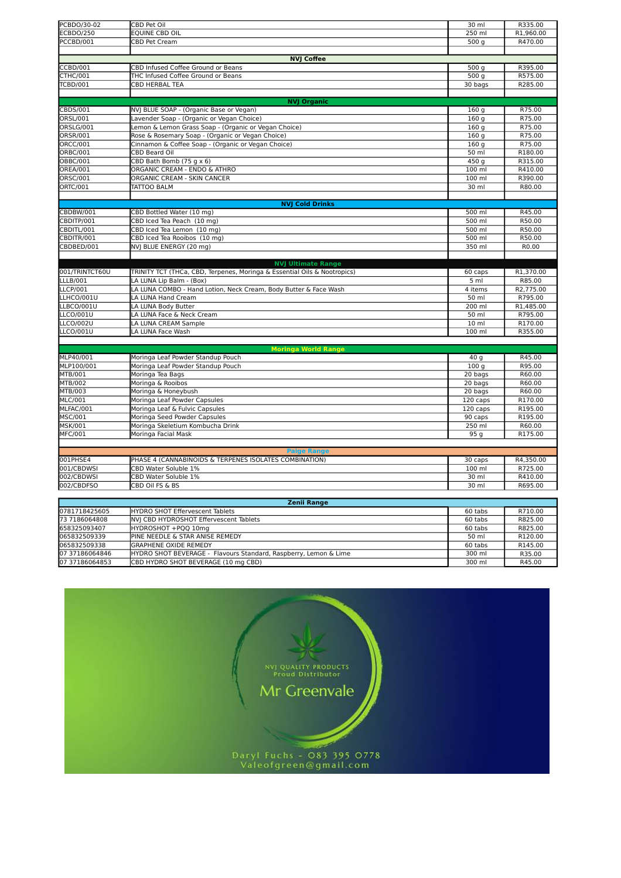| | | | |
|---|---|---|---|
| PCBDO/30-02 | CBD Pet Oil | 30 ml | R335.00 |
| ECBDO/250 | EQUINE CBD OIL | 250 ml | R1,960.00 |
| PCCBD/001 | CBD Pet Cream | 500 g | R470.00 |
| | | | |
| | **NVJ Coffee** | | |
| CCBD/001 | CBD Infused Coffee Ground or Beans | 500 g | R395.00 |
| CTHC/001 | THC Infused Coffee Ground or Beans | 500 g | R575.00 |
| TCBD/001 | CBD HERBAL TEA | 30 bags | R285.00 |
| | | | |
| | **NVJ Organic** | | |
| CBDS/001 | NVJ BLUE SOAP - (Organic Base or Vegan) | 160 g | R75.00 |
| ORSL/001 | Lavender Soap - (Organic or Vegan Choice) | 160 g | R75.00 |
| ORSLG/001 | Lemon & Lemon Grass Soap - (Organic or Vegan Choice) | 160 g | R75.00 |
| ORSR/001 | Rose & Rosemary Soap - (Organic or Vegan Choice) | 160 g | R75.00 |
| ORCC/001 | Cinnamon & Coffee Soap - (Organic or Vegan Choice) | 160 g | R75.00 |
| ORBC/001 | CBD Beard Oil | 50 ml | R180.00 |
| OBBC/001 | CBD Bath Bomb (75 g x 6) | 450 g | R315.00 |
| OREA/001 | ORGANIC CREAM - ENDO & ATHRO | 100 ml | R410.00 |
| ORSC/001 | ORGANIC CREAM - SKIN CANCER | 100 ml | R390.00 |
| ORTC/001 | TATTOO BALM | 30 ml | R80.00 |
| | | | |
| | **NVJ Cold Drinks** | | |
| CBDBW/001 | CBD Bottled Water (10 mg) | 500 ml | R45.00 |
| CBDITP/001 | CBD Iced Tea Peach (10 mg) | 500 ml | R50.00 |
| CBDITL/001 | CBD Iced Tea Lemon (10 mg) | 500 ml | R50.00 |
| CBDITR/001 | CBD Iced Tea Rooibos (10 mg) | 500 ml | R50.00 |
| CBDBED/001 | NVJ BLUE ENERGY (20 mg) | 350 ml | R0.00 |
| | | | |
| | **NVJ Ultimate Range** | | |
| 001/TRINTCT60U | TRINITY TCT (THCa, CBD, Terpenes, Moringa & Essential Oils & Nootropics) | 60 caps | R1,370.00 |
| LLLB/001 | LA LUNA Lip Balm - (Box) | 5 ml | R85.00 |
| LLCP/001 | LA LUNA COMBO - Hand Lotion, Neck Cream, Body Butter & Face Wash | 4 items | R2,775.00 |
| LLHCO/001U | LA LUNA Hand Cream | 50 ml | R795.00 |
| LLBCO/001U | LA LUNA Body Butter | 200 ml | R1,485.00 |
| LLCO/001U | LA LUNA Face & Neck Cream | 50 ml | R795.00 |
| LLCO/002U | LA LUNA CREAM Sample | 10 ml | R170.00 |
| LLCO/001U | LA LUNA Face Wash | 100 ml | R355.00 |
| | | | |
| | **Moringa World Range** | | |
| MLP40/001 | Moringa Leaf Powder Standup Pouch | 40 g | R45.00 |
| MLP100/001 | Moringa Leaf Powder Standup Pouch | 100 g | R95.00 |
| MTB/001 | Moringa Tea Bags | 20 bags | R60.00 |
| MTB/002 | Moringa & Rooibos | 20 bags | R60.00 |
| MTB/003 | Moringa & Honeybush | 20 bags | R60.00 |
| MLC/001 | Moringa Leaf Powder Capsules | 120 caps | R170.00 |
| MLFAC/001 | Moringa Leaf & Fulvic Capsules | 120 caps | R195.00 |
| MSC/001 | Moringa Seed Powder Capsules | 90 caps | R195.00 |
| MSK/001 | Moringa Skeletium Kombucha Drink | 250 ml | R60.00 |
| MFC/001 | Moringa Facial Mask | 95 g | R175.00 |
| | | | |
| | **Paige Range** | | |
| 001PHSE4 | PHASE 4 (CANNABINOIDS & TERPENES ISOLATES COMBINATION) | 30 caps | R4,350.00 |
| 001/CBDWSI | CBD Water Soluble 1% | 100 ml | R725.00 |
| 002/CBDWSI | CBD Water Soluble 1% | 30 ml | R410.00 |
| 002/CBDFSO | CBD Oil FS & BS | 30 ml | R695.00 |

| | | | |
|---|---|---|---|
| | **Zenii Range** | | |
| 0781718425605 | HYDRO SHOT Effervescent Tablets | 60 tabs | R710.00 |
| 73 7186064808 | NVJ CBD HYDROSHOT Effervescent Tablets | 60 tabs | R825.00 |
| 658325093407 | HYDROSHOT +PQQ 10mg | 60 tabs | R825.00 |
| 065832509339 | PINE NEEDLE & STAR ANISE REMEDY | 50 ml | R120.00 |
| 065832509338 | GRAPHENE OXIDE REMEDY | 60 tabs | R145.00 |
| 07 37186064846 | HYDRO SHOT BEVERAGE - Flavours Standard, Raspberry, Lemon & Lime | 300 ml | R35.00 |
| 07 37186064853 | CBD HYDRO SHOT BEVERAGE (10 mg CBD) | 300 ml | R45.00 |

NVJ QUALITY PRODUCTS
Proud Distributor

Mr Greenvale

Daryl Fuchs - 083 395 0778
Valeofgreen@gmail.com